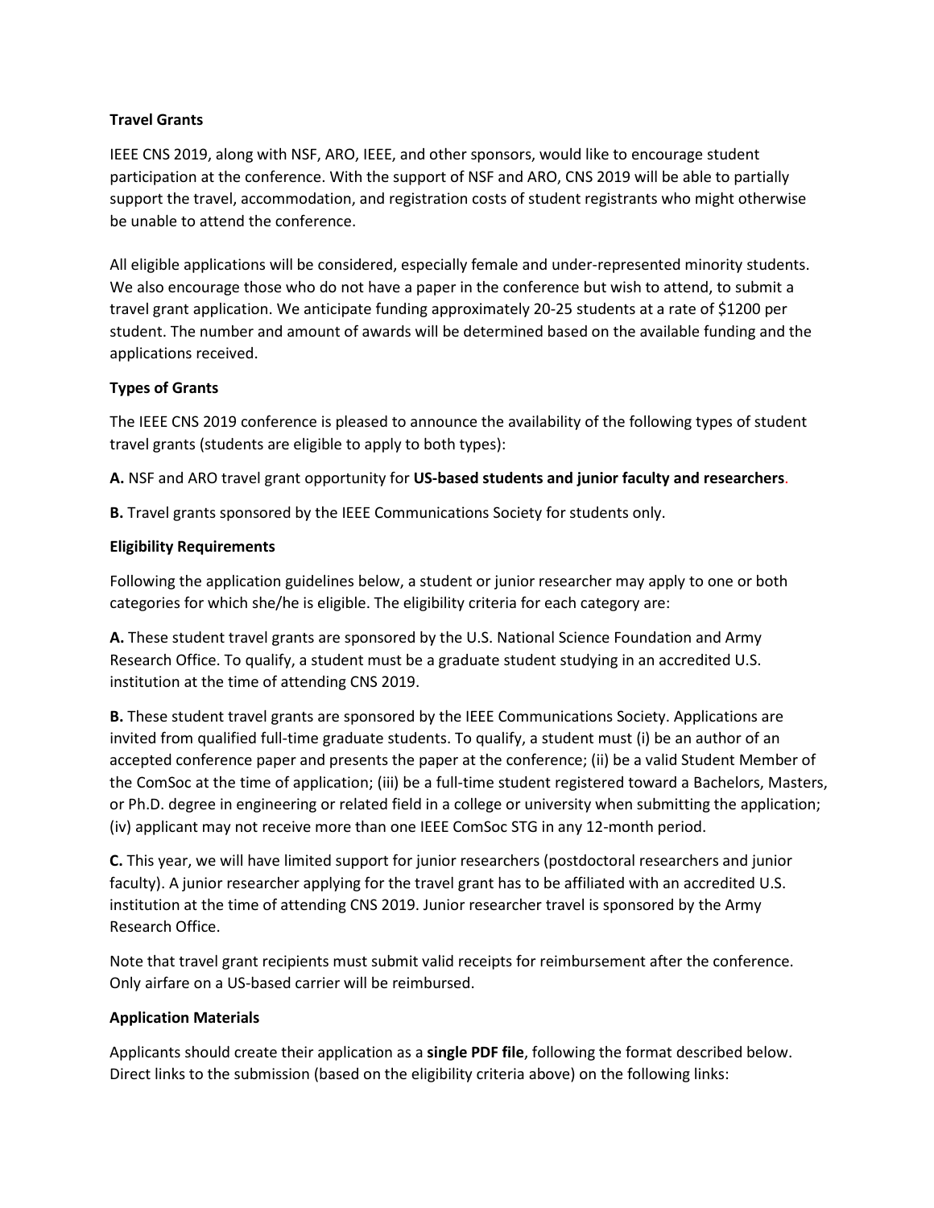**Travel Grants**

IEEE CNS 2019, along with NSF, ARO, IEEE, and other sponsors, would like to encourage student participation at the conference. With the support of NSF and ARO, CNS 2019 will be able to partially support the travel, accommodation, and registration costs of student registrants who might otherwise be unable to attend the conference.

All eligible applications will be considered, especially female and under-represented minority students. We also encourage those who do not have a paper in the conference but wish to attend, to submit a travel grant application. We anticipate funding approximately 20-25 students at a rate of $1200 per student. The number and amount of awards will be determined based on the available funding and the applications received.

**Types of Grants**

The IEEE CNS 2019 conference is pleased to announce the availability of the following types of student travel grants (students are eligible to apply to both types):

**A.** NSF and ARO travel grant opportunity for **US-based students and junior faculty and researchers**.

**B.** Travel grants sponsored by the IEEE Communications Society for students only.

**Eligibility Requirements**

Following the application guidelines below, a student or junior researcher may apply to one or both categories for which she/he is eligible. The eligibility criteria for each category are:

**A.** These student travel grants are sponsored by the U.S. National Science Foundation and Army Research Office. To qualify, a student must be a graduate student studying in an accredited U.S. institution at the time of attending CNS 2019.

**B.** These student travel grants are sponsored by the IEEE Communications Society. Applications are invited from qualified full-time graduate students. To qualify, a student must (i) be an author of an accepted conference paper and presents the paper at the conference; (ii) be a valid Student Member of the ComSoc at the time of application; (iii) be a full-time student registered toward a Bachelors, Masters, or Ph.D. degree in engineering or related field in a college or university when submitting the application; (iv) applicant may not receive more than one IEEE ComSoc STG in any 12-month period.

**C.** This year, we will have limited support for junior researchers (postdoctoral researchers and junior faculty). A junior researcher applying for the travel grant has to be affiliated with an accredited U.S. institution at the time of attending CNS 2019. Junior researcher travel is sponsored by the Army Research Office.

Note that travel grant recipients must submit valid receipts for reimbursement after the conference. Only airfare on a US-based carrier will be reimbursed.

**Application Materials**

Applicants should create their application as a **single PDF file**, following the format described below. Direct links to the submission (based on the eligibility criteria above) on the following links: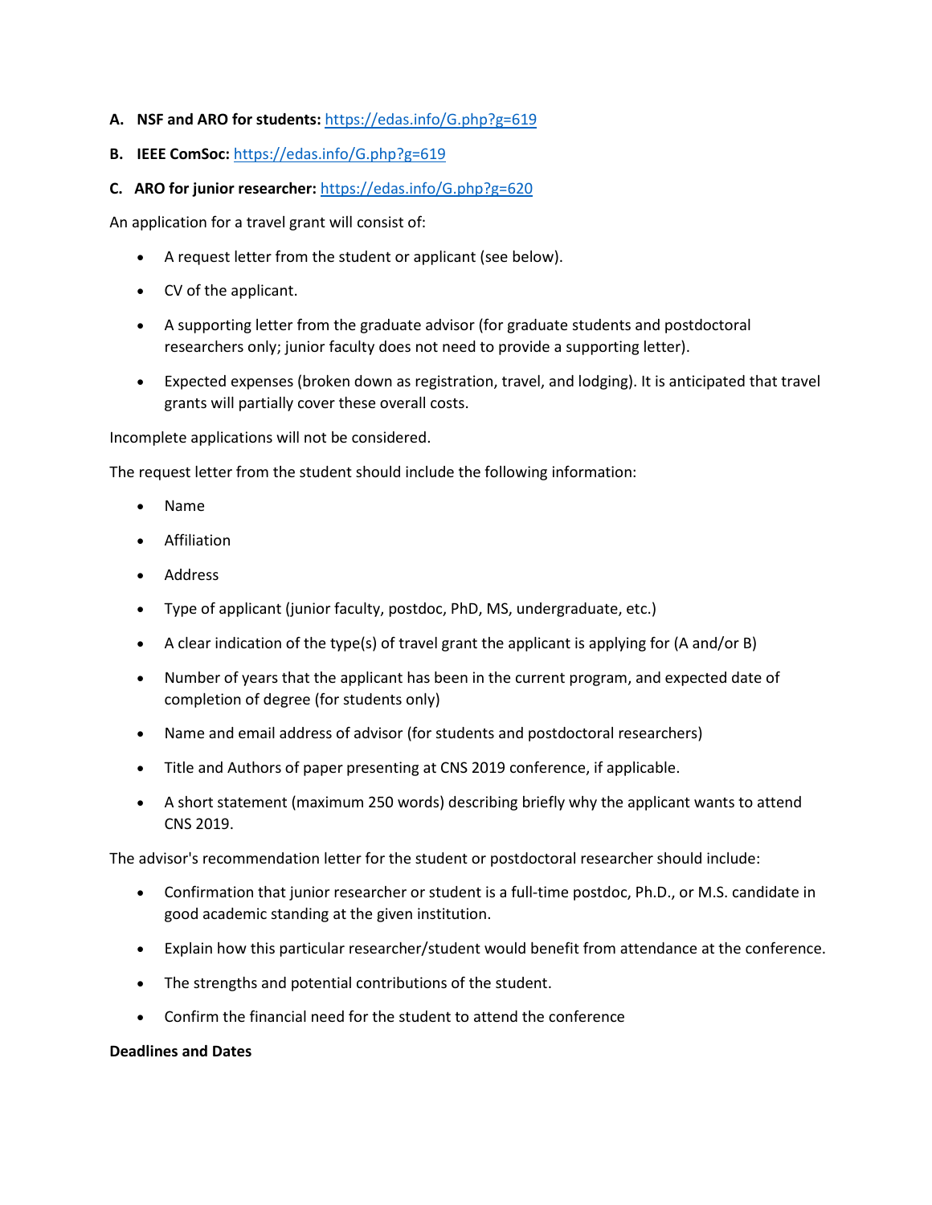A. **NSF and ARO for students:** https://edas.info/G.php?g=619

B. **IEEE ComSoc:** https://edas.info/G.php?g=619

C. **ARO for junior researcher:** https://edas.info/G.php?g=620

An application for a travel grant will consist of:

- A request letter from the student or applicant (see below).
- CV of the applicant.
- A supporting letter from the graduate advisor (for graduate students and postdoctoral researchers only; junior faculty does not need to provide a supporting letter).
- Expected expenses (broken down as registration, travel, and lodging). It is anticipated that travel grants will partially cover these overall costs.

Incomplete applications will not be considered.

The request letter from the student should include the following information:

- Name
- Affiliation
- Address
- Type of applicant (junior faculty, postdoc, PhD, MS, undergraduate, etc.)
- A clear indication of the type(s) of travel grant the applicant is applying for (A and/or B)
- Number of years that the applicant has been in the current program, and expected date of completion of degree (for students only)
- Name and email address of advisor (for students and postdoctoral researchers)
- Title and Authors of paper presenting at CNS 2019 conference, if applicable.
- A short statement (maximum 250 words) describing briefly why the applicant wants to attend CNS 2019.

The advisor's recommendation letter for the student or postdoctoral researcher should include:

- Confirmation that junior researcher or student is a full-time postdoc, Ph.D., or M.S. candidate in good academic standing at the given institution.
- Explain how this particular researcher/student would benefit from attendance at the conference.
- The strengths and potential contributions of the student.
- Confirm the financial need for the student to attend the conference

**Deadlines and Dates**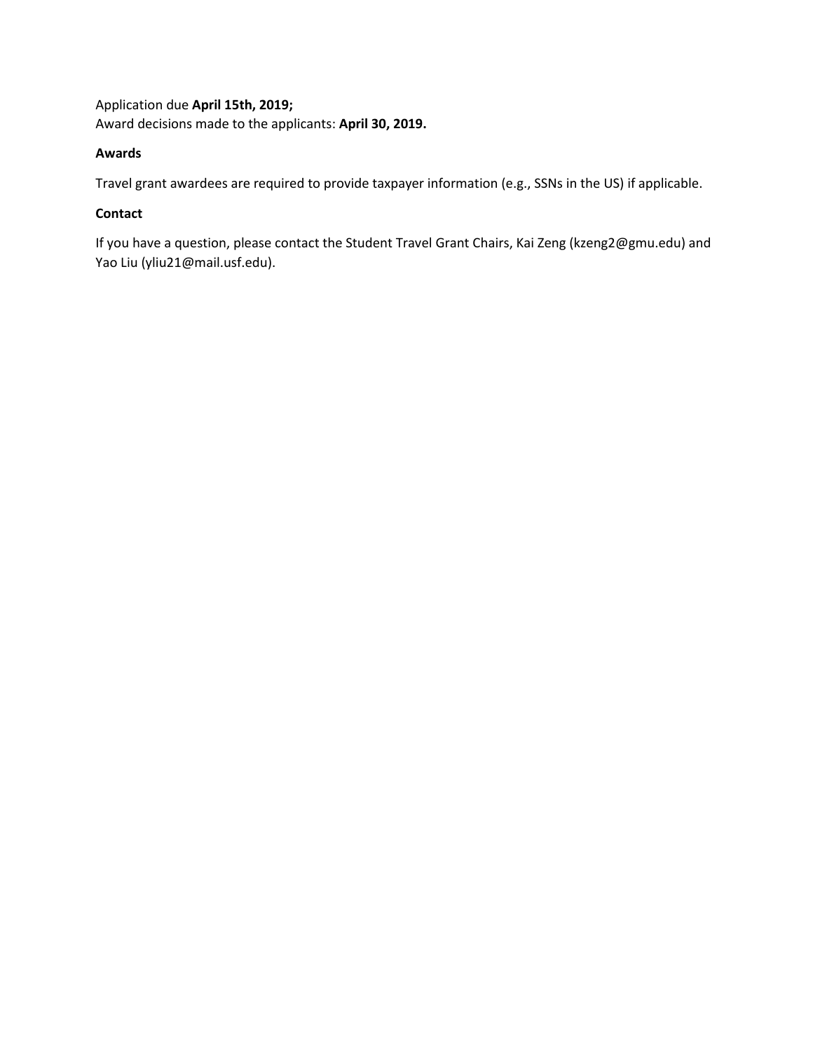Application due **April 15th, 2019;**
Award decisions made to the applicants: **April 30, 2019.**

**Awards**

Travel grant awardees are required to provide taxpayer information (e.g., SSNs in the US) if applicable.

**Contact**

If you have a question, please contact the Student Travel Grant Chairs, Kai Zeng (kzeng2@gmu.edu) and Yao Liu (yliu21@mail.usf.edu).